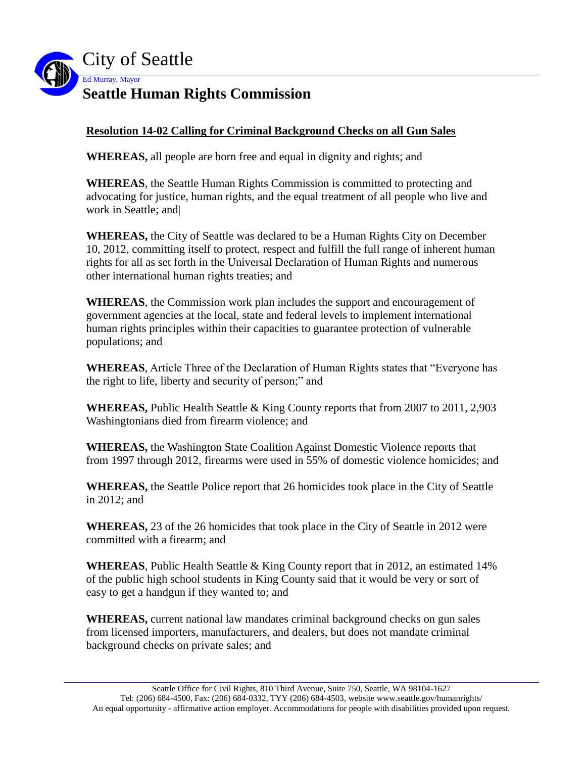# City of Seattle

Ed Murray, Mayor

## Seattle Human Rights Commission

**Resolution 14-02 Calling for Criminal Background Checks on all Gun Sales**

**WHEREAS,** all people are born free and equal in dignity and rights; and

**WHEREAS**, the Seattle Human Rights Commission is committed to protecting and advocating for justice, human rights, and the equal treatment of all people who live and work in Seattle; and

**WHEREAS,** the City of Seattle was declared to be a Human Rights City on December 10, 2012, committing itself to protect, respect and fulfill the full range of inherent human rights for all as set forth in the Universal Declaration of Human Rights and numerous other international human rights treaties; and

**WHEREAS**, the Commission work plan includes the support and encouragement of government agencies at the local, state and federal levels to implement international human rights principles within their capacities to guarantee protection of vulnerable populations; and

**WHEREAS**, Article Three of the Declaration of Human Rights states that "Everyone has the right to life, liberty and security of person;" and

**WHEREAS,** Public Health Seattle & King County reports that from 2007 to 2011, 2,903 Washingtonians died from firearm violence; and

**WHEREAS,** the Washington State Coalition Against Domestic Violence reports that from 1997 through 2012, firearms were used in 55% of domestic violence homicides; and

**WHEREAS,** the Seattle Police report that 26 homicides took place in the City of Seattle in 2012; and

**WHEREAS,** 23 of the 26 homicides that took place in the City of Seattle in 2012 were committed with a firearm; and

**WHEREAS**, Public Health Seattle & King County report that in 2012, an estimated 14% of the public high school students in King County said that it would be very or sort of easy to get a handgun if they wanted to; and

**WHEREAS,** current national law mandates criminal background checks on gun sales from licensed importers, manufacturers, and dealers, but does not mandate criminal background checks on private sales; and

Seattle Office for Civil Rights, 810 Third Avenue, Suite 750, Seattle, WA 98104-1627
Tel: (206) 684-4500, Fax: (206) 684-0332, TYY (206) 684-4503, website www.seattle.gov/humanrights/
An equal opportunity - affirmative action employer. Accommodations for people with disabilities provided upon request.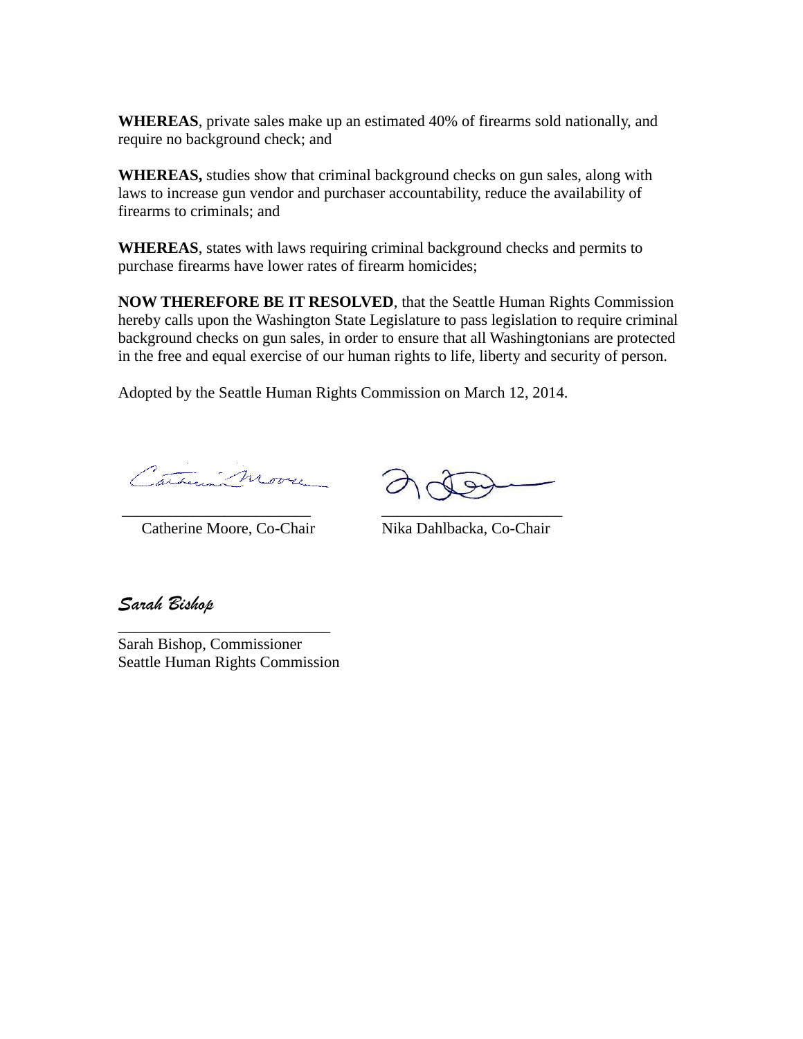**WHEREAS**, private sales make up an estimated 40% of firearms sold nationally, and require no background check; and

**WHEREAS,** studies show that criminal background checks on gun sales, along with laws to increase gun vendor and purchaser accountability, reduce the availability of firearms to criminals; and

**WHEREAS**, states with laws requiring criminal background checks and permits to purchase firearms have lower rates of firearm homicides;

**NOW THEREFORE BE IT RESOLVED**, that the Seattle Human Rights Commission hereby calls upon the Washington State Legislature to pass legislation to require criminal background checks on gun sales, in order to ensure that all Washingtonians are protected in the free and equal exercise of our human rights to life, liberty and security of person.

Adopted by the Seattle Human Rights Commission on March 12, 2014.

Catherine Moore, Co-Chair

Nika Dahlbacka, Co-Chair

*Sarah Bishop*

Sarah Bishop, Commissioner
Seattle Human Rights Commission